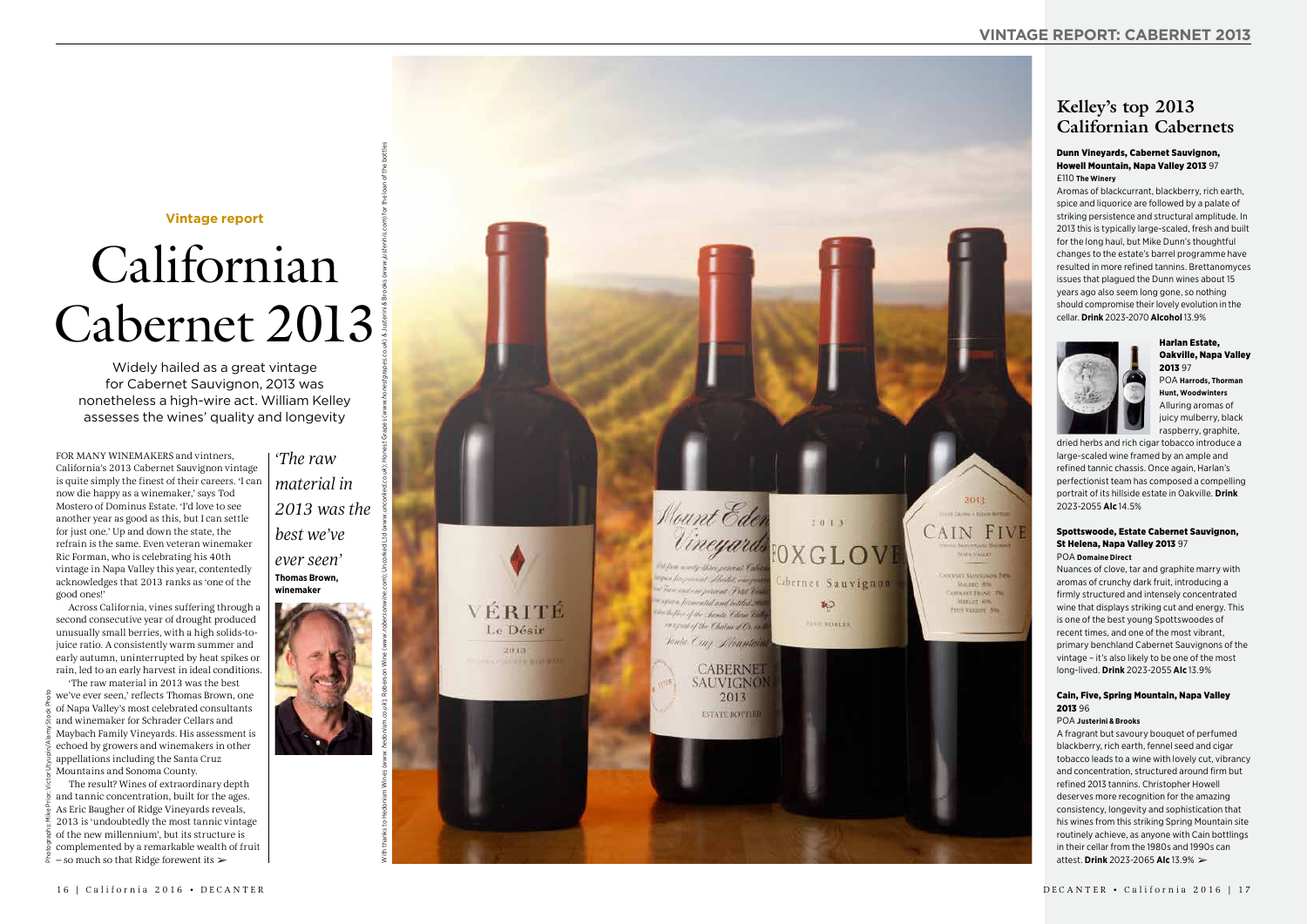**Vintage report**

# Californian Cabernet 2013

Widely hailed as a great vintage for Cabernet Sauvignon, 2013 was nonetheless a high-wire act. William Kelley assesses the wines' quality and longevity

FOR MANY WINEMAKERS and vintners, California's 2013 Cabernet Sauvignon vintage is quite simply the finest of their careers. 'I can now die happy as a winemaker,' says Tod Mostero of Dominus Estate. 'I'd love to see another year as good as this, but I can settle for just one.' Up and down the state, the refrain is the same. Even veteran winemaker Ric Forman, who is celebrating his 40th vintage in Napa Valley this year, contentedly acknowledges that 2013 ranks as 'one of the good ones!'

Across California, vines suffering through a second consecutive year of drought produced unusually small berries, with a high solids-to-juice ratio. A consistently warm summer and early autumn, uninterrupted by heat spikes or rain, led to an early harvest in ideal conditions.

'The raw material in 2013 was the best we've ever seen,' reflects Thomas Brown, one of Napa Valley's most celebrated consultants and winemaker for Schrader Cellars and Maybach Family Vineyards. His assessment is echoed by growers and winemakers in other appellations including the Santa Cruz Mountains and Sonoma County.

The result? Wines of extraordinary depth and tannic concentration, built for the ages. As Eric Baugher of Ridge Vineyards reveals, 2013 is 'undoubtedly the most tannic vintage of the new millennium', but its structure is complemented by a remarkable wealth of fruit – so much so that Ridge forewent its ➢

*'The raw material in 2013 was the best we've ever seen'*
**Thomas Brown, winemaker**

Photographs: Mike Prior; Victor Lifsuo/Alamy Stock Photo

With thanks to Hedonism Wines (www.hedonism.co.uk); Roberson Wine (www.robersonwine.com); Uncorked Ltd (www.uncorked.co.uk); Honest Grapes (www.honestgrapes.co.uk) & Justerini & Brooks (www.justerinis.com) for the loan of the bottles

## Kelley's top 2013 Californian Cabernets

**Dunn Vineyards, Cabernet Sauvignon, Howell Mountain, Napa Valley 2013** 97
£110 **The Winery**
Aromas of blackcurrant, blackberry, rich earth, spice and liquorice are followed by a palate of striking persistence and structural amplitude. In 2013 this is typically large-scaled, fresh and built for the long haul, but Mike Dunn's thoughtful changes to the estate's barrel programme have resulted in more refined tannins. Brettanomyces issues that plagued the Dunn wines about 15 years ago also seem long gone, so nothing should compromise their lovely evolution in the cellar. **Drink** 2023-2070 **Alcohol** 13.9%

**Harlan Estate, Oakville, Napa Valley 2013** 97
POA **Harrods, Thorman Hunt, Woodwinters**
Alluring aromas of juicy mulberry, black raspberry, graphite, dried herbs and rich cigar tobacco introduce a large-scaled wine framed by an ample and refined tannic chassis. Once again, Harlan's perfectionist team has composed a compelling portrait of its hillside estate in Oakville. **Drink** 2023-2055 **Alc** 14.5%

**Spottswoode, Estate Cabernet Sauvignon, St Helena, Napa Valley 2013** 97
POA **Domaine Direct**
Nuances of clove, tar and graphite marry with aromas of crunchy dark fruit, introducing a firmly structured and intensely concentrated wine that displays striking cut and energy. This is one of the best young Spottswoodes of recent times, and one of the most vibrant, primary benchland Cabernet Sauvignons of the vintage – it's also likely to be one of the most long-lived. **Drink** 2023-2055 **Alc** 13.9%

**Cain, Five, Spring Mountain, Napa Valley 2013** 96
POA **Justerini & Brooks**
A fragrant but savoury bouquet of perfumed blackberry, rich earth, fennel seed and cigar tobacco leads to a wine with lovely cut, vibrancy and concentration, structured around firm but refined 2013 tannins. Christopher Howell deserves more recognition for the amazing consistency, longevity and sophistication that his wines from this striking Spring Mountain site routinely achieve, as anyone with Cain bottlings in their cellar from the 1980s and 1990s can attest. **Drink** 2023-2065 **Alc** 13.9% ➢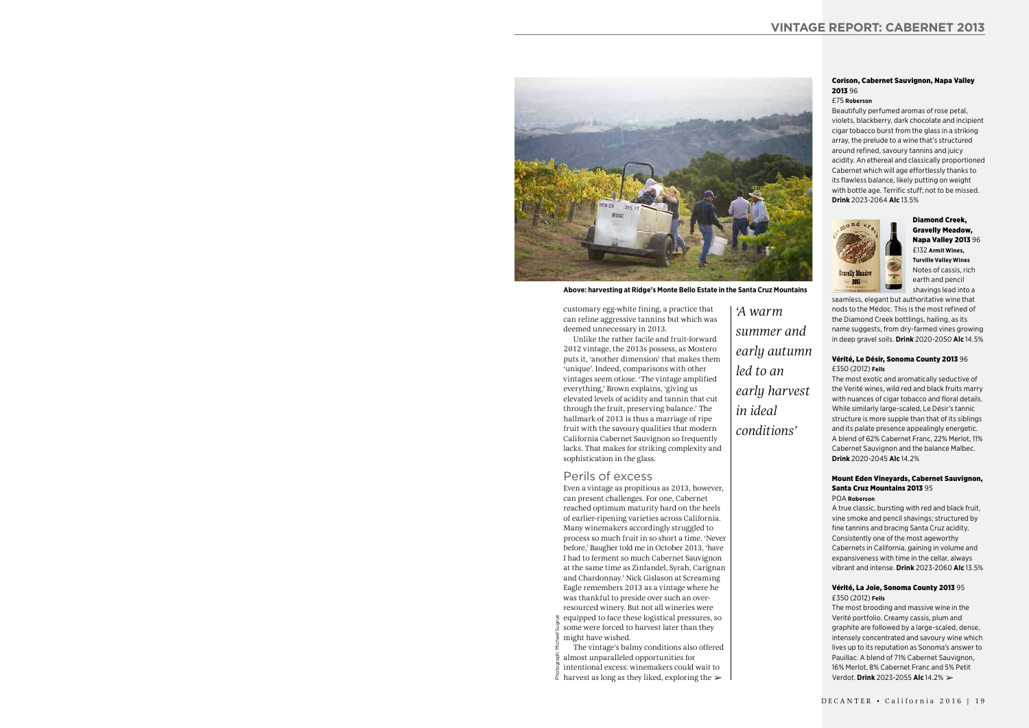Above: harvesting at Ridge's Monte Bello Estate in the Santa Cruz Mountains

customary egg-white fining, a practice that can refine aggressive tannins but which was deemed unnecessary in 2013.

Unlike the rather facile and fruit-forward 2012 vintage, the 2013s possess, as Mostero puts it, 'another dimension' that makes them 'unique'. Indeed, comparisons with other vintages seem otiose. 'The vintage amplified everything,' Brown explains, 'giving us elevated levels of acidity and tannin that cut through the fruit, preserving balance.' The hallmark of 2013 is thus a marriage of ripe fruit with the savoury qualities that modern California Cabernet Sauvignon so frequently lacks. That makes for striking complexity and sophistication in the glass.

## Perils of excess

Even a vintage as propitious as 2013, however, can present challenges. For one, Cabernet reached optimum maturity hard on the heels of earlier-ripening varieties across California. Many winemakers accordingly struggled to process so much fruit in so short a time. 'Never before,' Baugher told me in October 2013, 'have I had to ferment so much Cabernet Sauvignon at the same time as Zinfandel, Syrah, Carignan and Chardonnay.' Nick Gislason at Screaming Eagle remembers 2013 as a vintage where he was thankful to preside over such an over-resourced winery. But not all wineries were equipped to face these logistical pressures, so some were forced to harvest later than they might have wished.

The vintage's balmy conditions also offered almost unparalleled opportunities for intentional excess: winemakers could wait to harvest as long as they liked, exploring the ➢

*'A warm summer and early autumn led to an early harvest in ideal conditions'*

Photograph: Michael Sugrue

**Corison, Cabernet Sauvignon, Napa Valley 2013** 96
£75 **Roberson**
Beautifully perfumed aromas of rose petal, violets, blackberry, dark chocolate and incipient cigar tobacco burst from the glass in a striking array, the prelude to a wine that's structured around refined, savoury tannins and juicy acidity. An ethereal and classically proportioned Cabernet which will age effortlessly thanks to its flawless balance, likely putting on weight with bottle age. Terrific stuff; not to be missed. **Drink** 2023-2064 **Alc** 13.5%

**Diamond Creek, Gravelly Meadow, Napa Valley 2013** 96
£132 **Armit Wines, Turville Valley Wines**
Notes of cassis, rich earth and pencil shavings lead into a seamless, elegant but authoritative wine that nods to the Médoc. This is the most refined of the Diamond Creek bottlings, hailing, as its name suggests, from dry-farmed vines growing in deep gravel soils. **Drink** 2020-2050 **Alc** 14.5%

**Vérité, Le Désir, Sonoma County 2013** 96
£350 (2012) **Fells**
The most exotic and aromatically seductive of the Verité wines, wild red and black fruits marry with nuances of cigar tobacco and floral details. While similarly large-scaled, Le Désir's tannic structure is more supple than that of its siblings and its palate presence appealingly energetic. A blend of 62% Cabernet Franc, 22% Merlot, 11% Cabernet Sauvignon and the balance Malbec. **Drink** 2020-2045 **Alc** 14.2%

**Mount Eden Vineyards, Cabernet Sauvignon, Santa Cruz Mountains 2013** 95
POA **Roberson**
A true classic, bursting with red and black fruit, vine smoke and pencil shavings; structured by fine tannins and bracing Santa Cruz acidity. Consistently one of the most ageworthy Cabernets in California, gaining in volume and expansiveness with time in the cellar, always vibrant and intense. **Drink** 2023-2060 **Alc** 13.5%

**Vérité, La Joie, Sonoma County 2013** 95
£350 (2012) **Fells**
The most brooding and massive wine in the Verité portfolio. Creamy cassis, plum and graphite are followed by a large-scaled, dense, intensely concentrated and savoury wine which lives up to its reputation as Sonoma's answer to Pauillac. A blend of 71% Cabernet Sauvignon, 16% Merlot, 8% Cabernet Franc and 5% Petit Verdot. **Drink** 2023-2055 **Alc** 14.2% ➢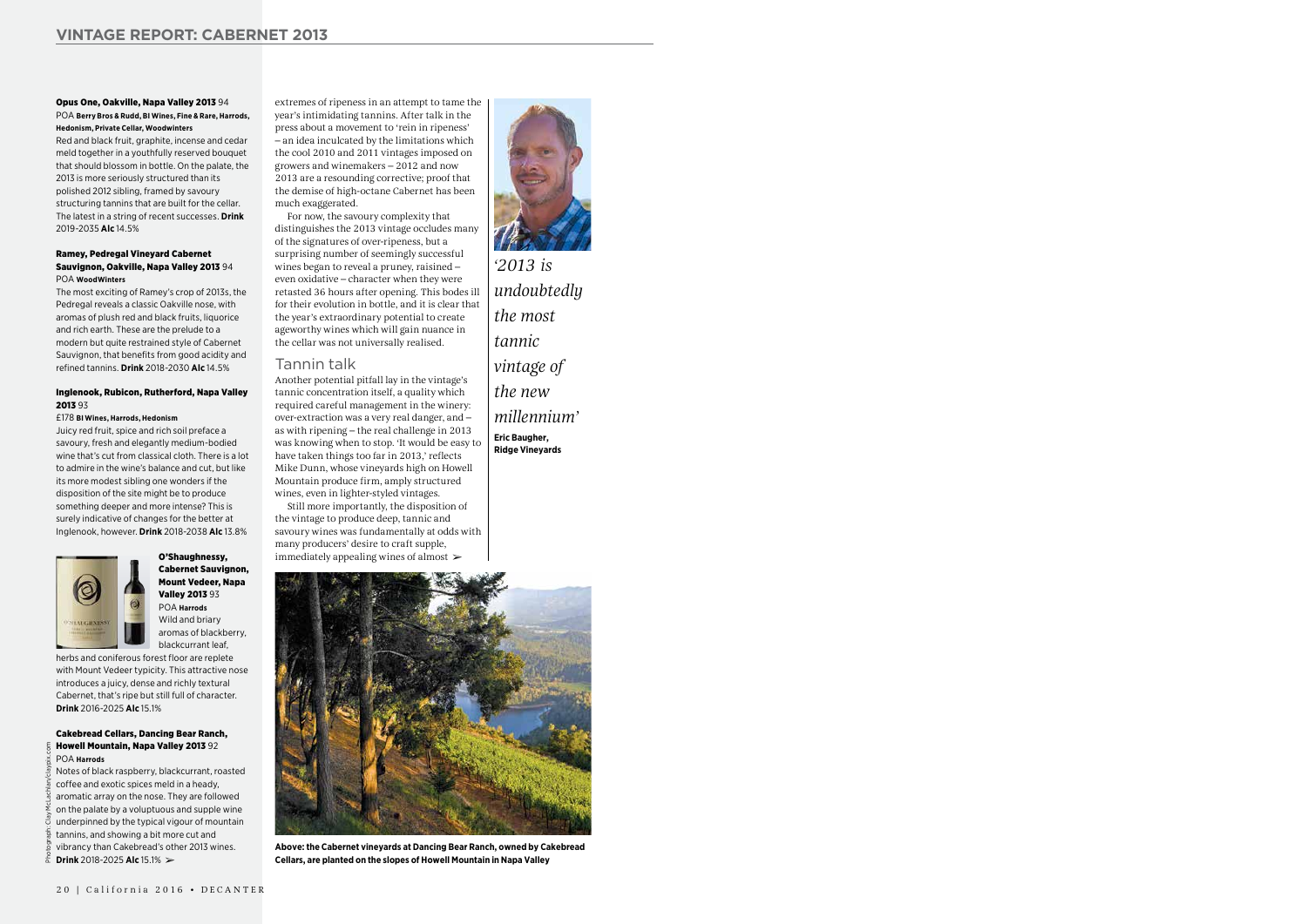**Opus One, Oakville, Napa Valley 2013** 94
POA **Berry Bros & Rudd, BI Wines, Fine & Rare, Harrods, Hedonism, Private Cellar, Woodwinters**
Red and black fruit, graphite, incense and cedar meld together in a youthfully reserved bouquet that should blossom in bottle. On the palate, the 2013 is more seriously structured than its polished 2012 sibling, framed by savoury structuring tannins that are built for the cellar. The latest in a string of recent successes. **Drink** 2019-2035 **Alc** 14.5%

**Ramey, Pedregal Vineyard Cabernet Sauvignon, Oakville, Napa Valley 2013** 94
POA **WoodWinters**
The most exciting of Ramey's crop of 2013s, the Pedregal reveals a classic Oakville nose, with aromas of plush red and black fruits, liquorice and rich earth. These are the prelude to a modern but quite restrained style of Cabernet Sauvignon, that benefits from good acidity and refined tannins. **Drink** 2018-2030 **Alc** 14.5%

**Inglenook, Rubicon, Rutherford, Napa Valley 2013** 93
£178 **BI Wines, Harrods, Hedonism**
Juicy red fruit, spice and rich soil preface a savoury, fresh and elegantly medium-bodied wine that's cut from classical cloth. There is a lot to admire in the wine's balance and cut, but like its more modest sibling one wonders if the disposition of the site might be to produce something deeper and more intense? This is surely indicative of changes for the better at Inglenook, however. **Drink** 2018-2038 **Alc** 13.8%

**O'Shaughnessy, Cabernet Sauvignon, Mount Vedeer, Napa Valley 2013** 93
POA **Harrods**
Wild and briary aromas of blackberry, blackcurrant leaf, herbs and coniferous forest floor are replete with Mount Vedeer typicity. This attractive nose introduces a juicy, dense and richly textural Cabernet, that's ripe but still full of character. **Drink** 2016-2025 **Alc** 15.1%

**Cakebread Cellars, Dancing Bear Ranch, Howell Mountain, Napa Valley 2013** 92
POA **Harrods**
Notes of black raspberry, blackcurrant, roasted coffee and exotic spices meld in a heady, aromatic array on the nose. They are followed on the palate by a voluptuous and supple wine underpinned by the typical vigour of mountain tannins, and showing a bit more cut and vibrancy than Cakebread's other 2013 wines. **Drink** 2018-2025 **Alc** 15.1% ➢

extremes of ripeness in an attempt to tame the year's intimidating tannins. After talk in the press about a movement to 'rein in ripeness' – an idea inculcated by the limitations which the cool 2010 and 2011 vintages imposed on growers and winemakers – 2012 and now 2013 are a resounding corrective; proof that the demise of high-octane Cabernet has been much exaggerated.

For now, the savoury complexity that distinguishes the 2013 vintage occludes many of the signatures of over-ripeness, but a surprising number of seemingly successful wines began to reveal a pruney, raisined – even oxidative – character when they were retasted 36 hours after opening. This bodes ill for their evolution in bottle, and it is clear that the year's extraordinary potential to create ageworthy wines which will gain nuance in the cellar was not universally realised.

## Tannin talk

Another potential pitfall lay in the vintage's tannic concentration itself, a quality which required careful management in the winery: over-extraction was a very real danger, and – as with ripening – the real challenge in 2013 was knowing when to stop. 'It would be easy to have taken things too far in 2013,' reflects Mike Dunn, whose vineyards high on Howell Mountain produce firm, amply structured wines, even in lighter-styled vintages.

Still more importantly, the disposition of the vintage to produce deep, tannic and savoury wines was fundamentally at odds with many producers' desire to craft supple, immediately appealing wines of almost ➢

*'2013 is undoubtedly the most tannic vintage of the new millennium'*
**Eric Baugher, Ridge Vineyards**

**Above: the Cabernet vineyards at Dancing Bear Ranch, owned by Cakebread Cellars, are planted on the slopes of Howell Mountain in Napa Valley**

Photograph: Clay McLachlan/claypix.com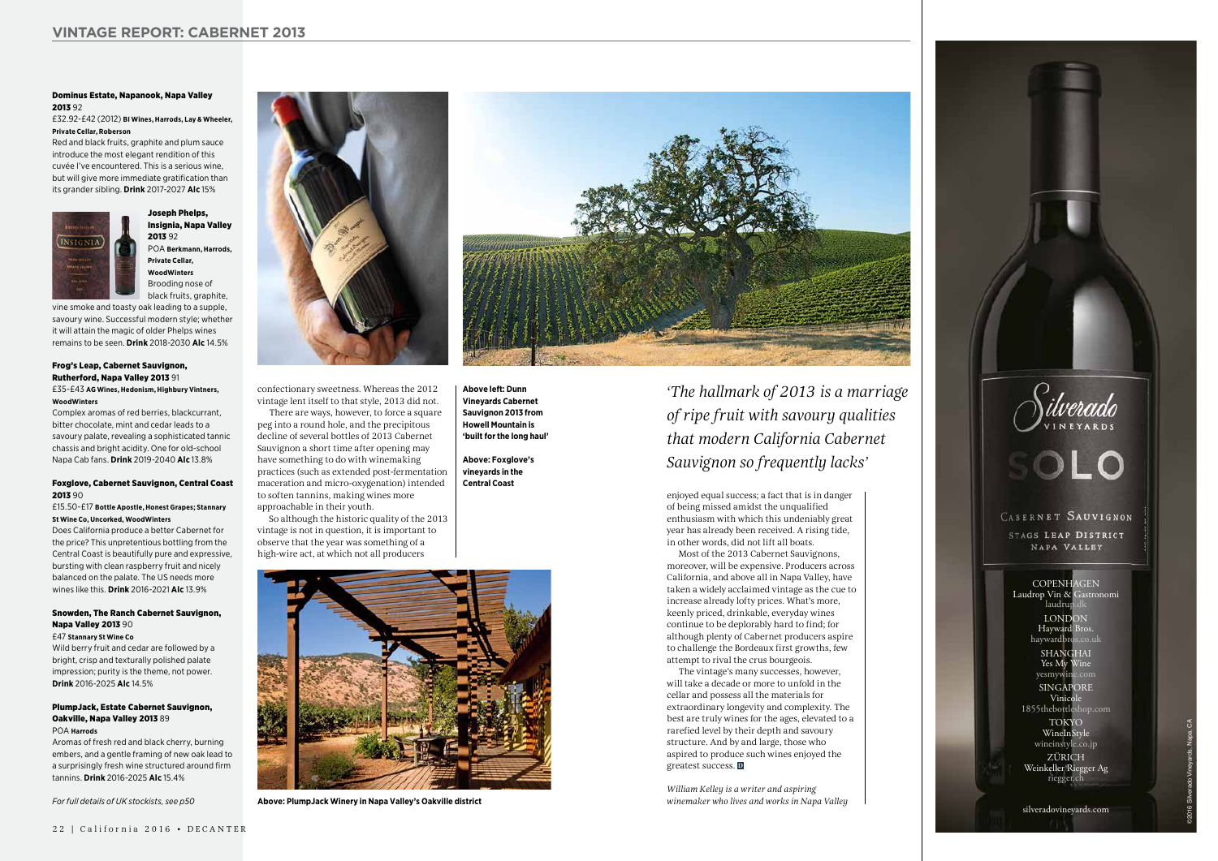**Dominus Estate, Napanook, Napa Valley 2013** 92

£32.92-£42 (2012) **Bl Wines, Harrods, Lay & Wheeler, Private Cellar, Roberson**

Red and black fruits, graphite and plum sauce introduce the most elegant rendition of this cuvée I've encountered. This is a serious wine, but will give more immediate gratification than its grander sibling. **Drink** 2017-2027 **Alc** 15%

**Joseph Phelps, Insignia, Napa Valley 2013** 92

POA **Berkmann, Harrods, Private Cellar, WoodWinters**

Brooding nose of black fruits, graphite, vine smoke and toasty oak leading to a supple, savoury wine. Successful modern style; whether it will attain the magic of older Phelps wines remains to be seen. **Drink** 2018-2030 **Alc** 14.5%

**Frog's Leap, Cabernet Sauvignon, Rutherford, Napa Valley 2013** 91

£35-£43 **AG Wines, Hedonism, Highbury Vintners, WoodWinters**

Complex aromas of red berries, blackcurrant, bitter chocolate, mint and cedar leads to a savoury palate, revealing a sophisticated tannic chassis and bright acidity. One for old-school Napa Cab fans. **Drink** 2019-2040 **Alc** 13.8%

**Foxglove, Cabernet Sauvignon, Central Coast 2013** 90

£15.50-£17 **Bottle Apostle, Honest Grapes; Stannary St Wine Co, Uncorked, WoodWinters**

Does California produce a better Cabernet for the price? This unpretentious bottling from the Central Coast is beautifully pure and expressive, bursting with clean raspberry fruit and nicely balanced on the palate. The US needs more wines like this. **Drink** 2016-2021 **Alc** 13.9%

**Snowden, The Ranch Cabernet Sauvignon, Napa Valley 2013** 90

£47 **Stannary St Wine Co**

Wild berry fruit and cedar are followed by a bright, crisp and texturally polished palate impression; purity is the theme, not power. **Drink** 2016-2025 **Alc** 14.5%

**PlumpJack, Estate Cabernet Sauvignon, Oakville, Napa Valley 2013** 89

POA **Harrods**

Aromas of fresh red and black cherry, burning embers, and a gentle framing of new oak lead to a surprisingly fresh wine structured around firm tannins. **Drink** 2016-2025 **Alc** 15.4%

*For full details of UK stockists, see p50*

confectionary sweetness. Whereas the 2012 vintage lent itself to that style, 2013 did not.

There are ways, however, to force a square peg into a round hole, and the precipitous decline of several bottles of 2013 Cabernet Sauvignon a short time after opening may have something to do with winemaking practices (such as extended post-fermentation maceration and micro-oxygenation) intended to soften tannins, making wines more approachable in their youth.

So although the historic quality of the 2013 vintage is not in question, it is important to observe that the year was something of a high-wire act, at which not all producers enjoyed equal success; a fact that is in danger of being missed amidst the unqualified enthusiasm with which this undeniably great year has already been received. A rising tide, in other words, did not lift all boats.

Most of the 2013 Cabernet Sauvignons, moreover, will be expensive. Producers across California, and above all in Napa Valley, have taken a widely acclaimed vintage as the cue to increase already lofty prices. What's more, keenly priced, drinkable, everyday wines continue to be deplorably hard to find; for although plenty of Cabernet producers aspire to challenge the Bordeaux first growths, few attempt to rival the crus bourgeois.

The vintage's many successes, however, will take a decade or more to unfold in the cellar and possess all the materials for extraordinary longevity and complexity. The best are truly wines for the ages, elevated to a rarefied level by their depth and savoury structure. And by and large, those who aspired to produce such wines enjoyed the greatest success.

*'The hallmark of 2013 is a marriage of ripe fruit with savoury qualities that modern California Cabernet Sauvignon so frequently lacks'*

**Above left: Dunn Vineyards Cabernet Sauvignon 2013 from Howell Mountain is 'built for the long haul'**

**Above: Foxglove's vineyards in the Central Coast**

**Above: PlumpJack Winery in Napa Valley's Oakville district**

*William Kelley is a writer and aspiring winemaker who lives and works in Napa Valley*